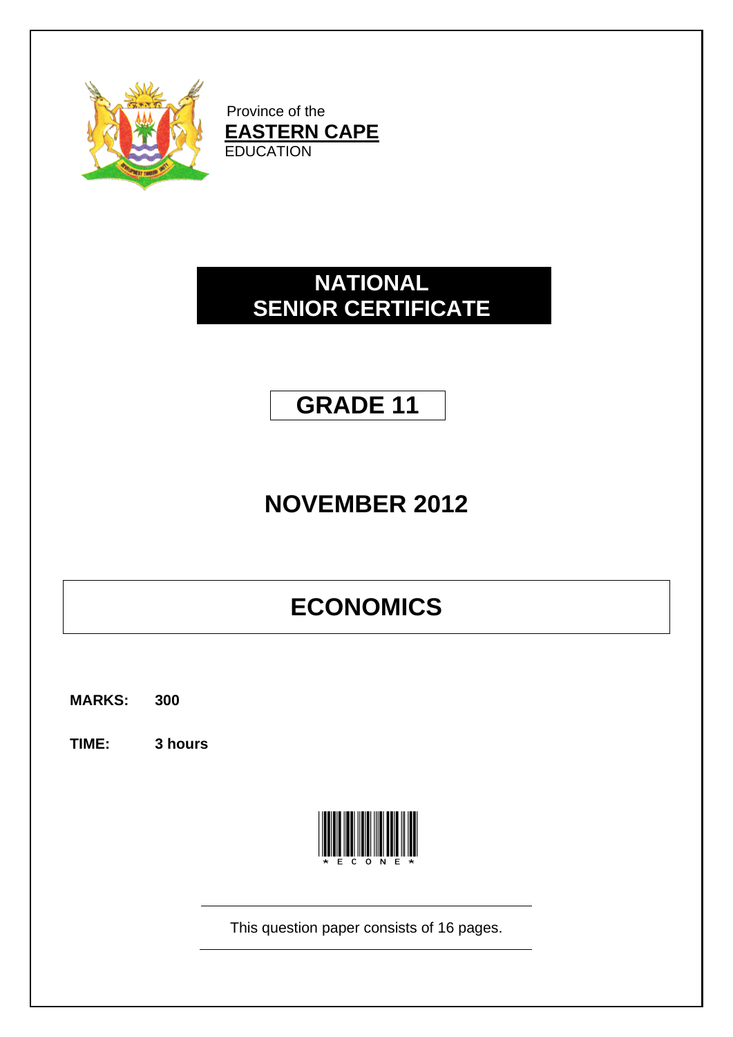Province of the

**EASTERN CAPE**

EDUCATION

# NATIONAL SENIOR CERTIFICATE

## GRADE 11

## NOVEMBER 2012

# ECONOMICS

**MARKS:** **300**

**TIME:** **3 hours**

This question paper consists of 16 pages.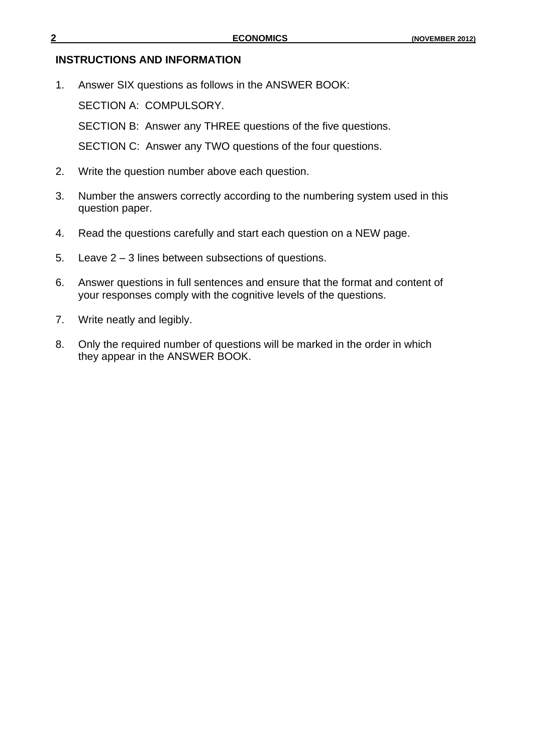## INSTRUCTIONS AND INFORMATION

1. Answer SIX questions as follows in the ANSWER BOOK:

   SECTION A: COMPULSORY.

   SECTION B: Answer any THREE questions of the five questions.

   SECTION C: Answer any TWO questions of the four questions.

2. Write the question number above each question.

3. Number the answers correctly according to the numbering system used in this question paper.

4. Read the questions carefully and start each question on a NEW page.

5. Leave 2 – 3 lines between subsections of questions.

6. Answer questions in full sentences and ensure that the format and content of your responses comply with the cognitive levels of the questions.

7. Write neatly and legibly.

8. Only the required number of questions will be marked in the order in which they appear in the ANSWER BOOK.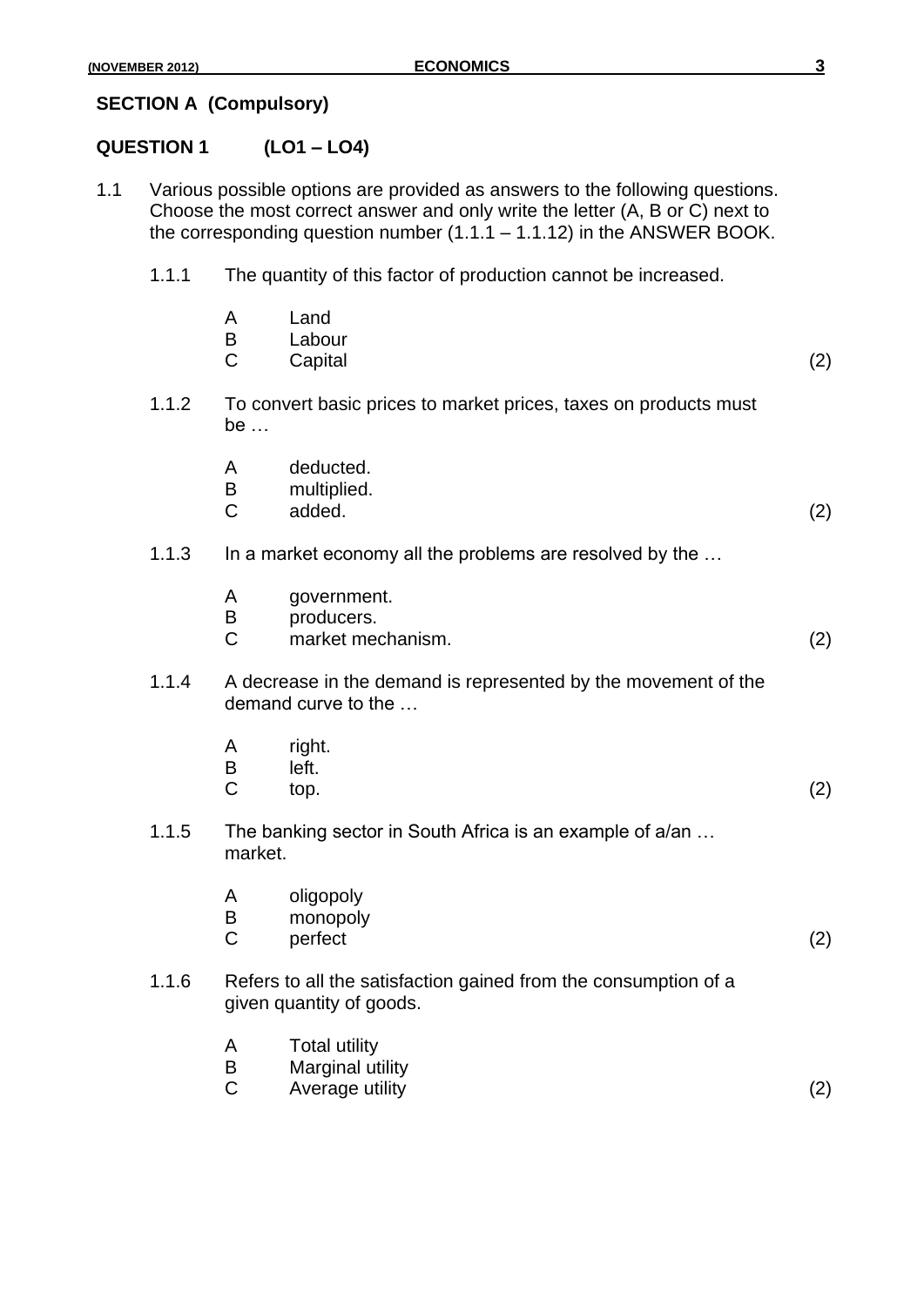## SECTION A (Compulsory)

### QUESTION 1 (LO1 – LO4)

1.1 Various possible options are provided as answers to the following questions. Choose the most correct answer and only write the letter (A, B or C) next to the corresponding question number (1.1.1 – 1.1.12) in the ANSWER BOOK.

1.1.1 The quantity of this factor of production cannot be increased.

A Land
B Labour
C Capital (2)

1.1.2 To convert basic prices to market prices, taxes on products must be …

A deducted.
B multiplied.
C added. (2)

1.1.3 In a market economy all the problems are resolved by the …

A government.
B producers.
C market mechanism. (2)

1.1.4 A decrease in the demand is represented by the movement of the demand curve to the …

A right.
B left.
C top. (2)

1.1.5 The banking sector in South Africa is an example of a/an … market.

A oligopoly
B monopoly
C perfect (2)

1.1.6 Refers to all the satisfaction gained from the consumption of a given quantity of goods.

A Total utility
B Marginal utility
C Average utility (2)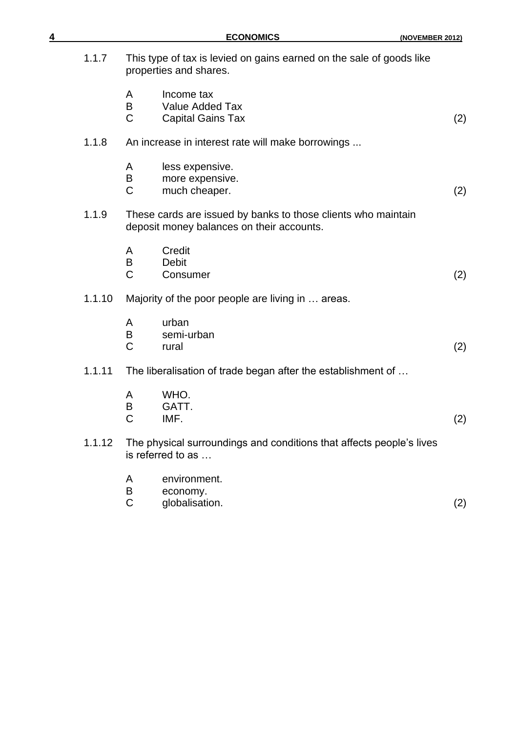1.1.7 This type of tax is levied on gains earned on the sale of goods like properties and shares.

A Income tax
B Value Added Tax
C Capital Gains Tax (2)

1.1.8 An increase in interest rate will make borrowings ...

A less expensive.
B more expensive.
C much cheaper. (2)

1.1.9 These cards are issued by banks to those clients who maintain deposit money balances on their accounts.

A Credit
B Debit
C Consumer (2)

1.1.10 Majority of the poor people are living in … areas.

A urban
B semi-urban
C rural (2)

1.1.11 The liberalisation of trade began after the establishment of …

A WHO.
B GATT.
C IMF. (2)

1.1.12 The physical surroundings and conditions that affects people's lives is referred to as …

A environment.
B economy.
C globalisation. (2)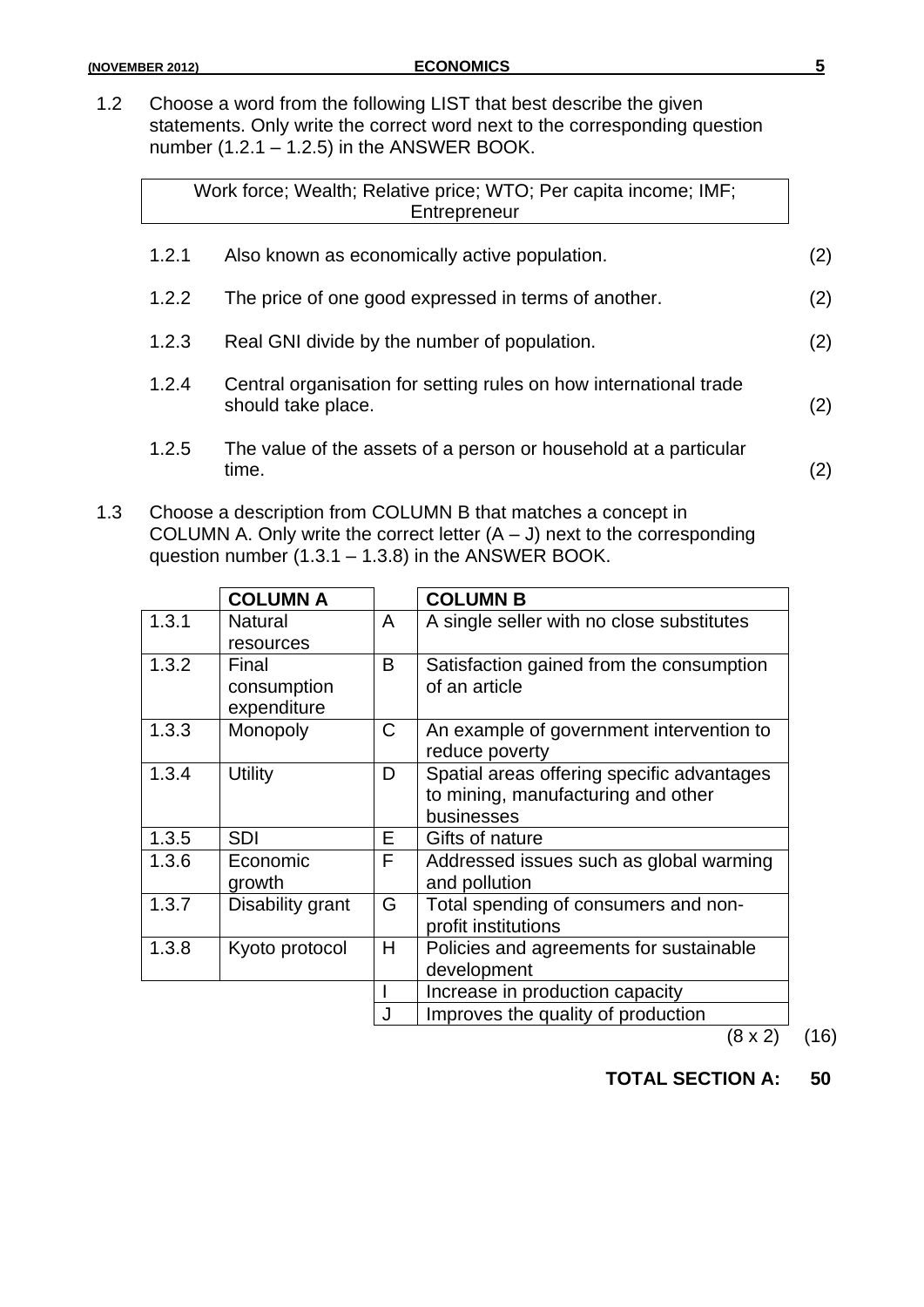1.2 Choose a word from the following LIST that best describe the given statements. Only write the correct word next to the corresponding question number (1.2.1 – 1.2.5) in the ANSWER BOOK.

| Work force; Wealth; Relative price; WTO; Per capita income; IMF; Entrepreneur |
|---|

1.2.1 Also known as economically active population. (2)

1.2.2 The price of one good expressed in terms of another. (2)

1.2.3 Real GNI divide by the number of population. (2)

1.2.4 Central organisation for setting rules on how international trade should take place. (2)

1.2.5 The value of the assets of a person or household at a particular time. (2)

1.3 Choose a description from COLUMN B that matches a concept in COLUMN A. Only write the correct letter (A – J) next to the corresponding question number (1.3.1 – 1.3.8) in the ANSWER BOOK.

| | COLUMN A | | COLUMN B |
|---|---|---|---|
| 1.3.1 | Natural resources | A | A single seller with no close substitutes |
| 1.3.2 | Final consumption expenditure | B | Satisfaction gained from the consumption of an article |
| 1.3.3 | Monopoly | C | An example of government intervention to reduce poverty |
| 1.3.4 | Utility | D | Spatial areas offering specific advantages to mining, manufacturing and other businesses |
| 1.3.5 | SDI | E | Gifts of nature |
| 1.3.6 | Economic growth | F | Addressed issues such as global warming and pollution |
| 1.3.7 | Disability grant | G | Total spending of consumers and non-profit institutions |
| 1.3.8 | Kyoto protocol | H | Policies and agreements for sustainable development |
| | | I | Increase in production capacity |
| | | J | Improves the quality of production |

(8 x 2) (16)

**TOTAL SECTION A: 50**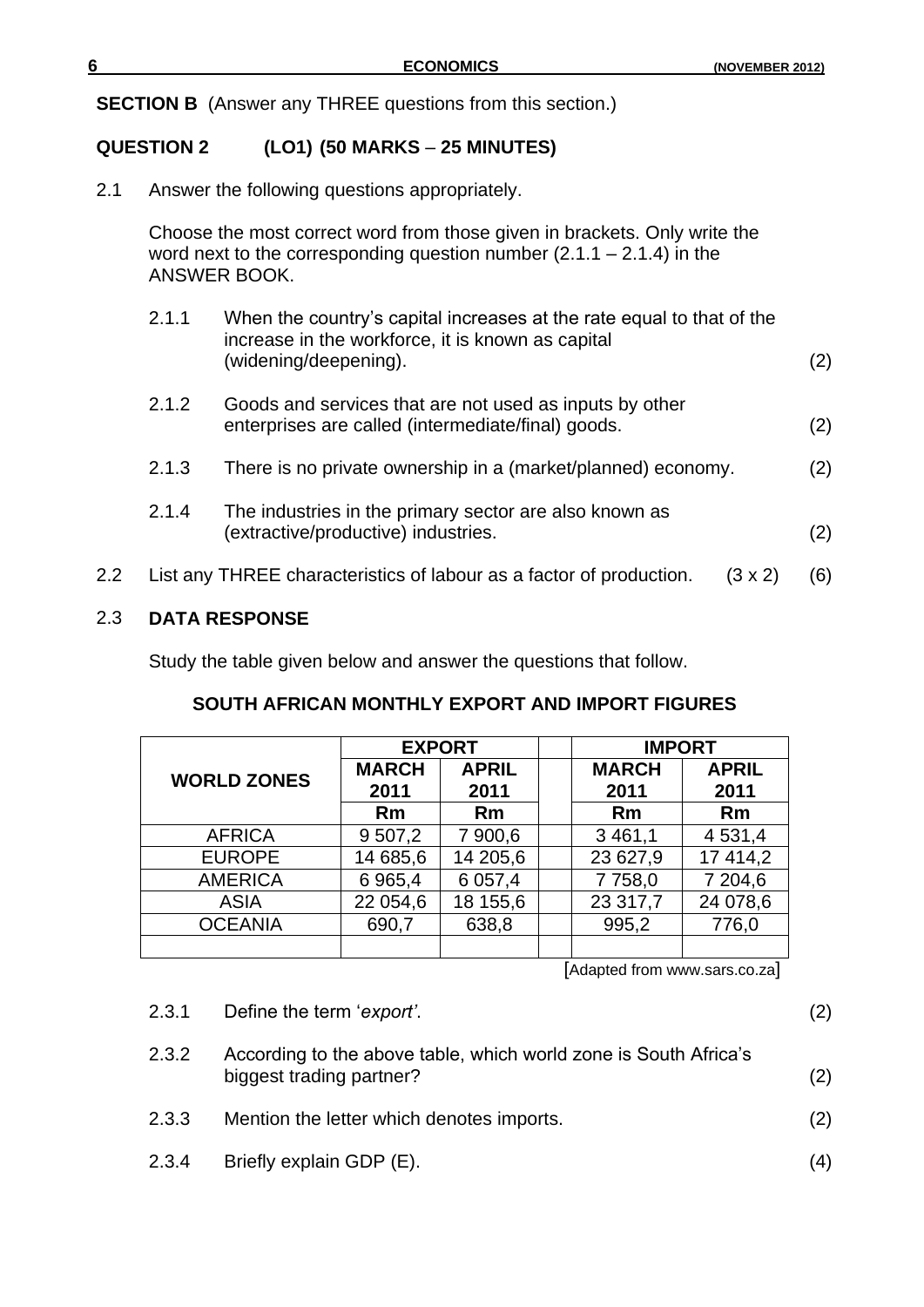**SECTION B** (Answer any THREE questions from this section.)

**QUESTION 2 (LO1) (50 MARKS – 25 MINUTES)**

2.1 Answer the following questions appropriately.

Choose the most correct word from those given in brackets. Only write the word next to the corresponding question number (2.1.1 – 2.1.4) in the ANSWER BOOK.

2.1.1 When the country's capital increases at the rate equal to that of the increase in the workforce, it is known as capital (widening/deepening). (2)

2.1.2 Goods and services that are not used as inputs by other enterprises are called (intermediate/final) goods. (2)

2.1.3 There is no private ownership in a (market/planned) economy. (2)

2.1.4 The industries in the primary sector are also known as (extractive/productive) industries. (2)

2.2 List any THREE characteristics of labour as a factor of production. (3 x 2) (6)

2.3 **DATA RESPONSE**

Study the table given below and answer the questions that follow.

**SOUTH AFRICAN MONTHLY EXPORT AND IMPORT FIGURES**

| WORLD ZONES | EXPORT | | | IMPORT | |
|---|---|---|---|---|---|
| | MARCH 2011 | APRIL 2011 | | MARCH 2011 | APRIL 2011 |
| | Rm | Rm | | Rm | Rm |
| AFRICA | 9 507,2 | 7 900,6 | | 3 461,1 | 4 531,4 |
| EUROPE | 14 685,6 | 14 205,6 | | 23 627,9 | 17 414,2 |
| AMERICA | 6 965,4 | 6 057,4 | | 7 758,0 | 7 204,6 |
| ASIA | 22 054,6 | 18 155,6 | | 23 317,7 | 24 078,6 |
| OCEANIA | 690,7 | 638,8 | | 995,2 | 776,0 |
| | | | | | |

[Adapted from www.sars.co.za]

2.3.1 Define the term '*export'*. (2)

2.3.2 According to the above table, which world zone is South Africa's biggest trading partner? (2)

2.3.3 Mention the letter which denotes imports. (2)

2.3.4 Briefly explain GDP (E). (4)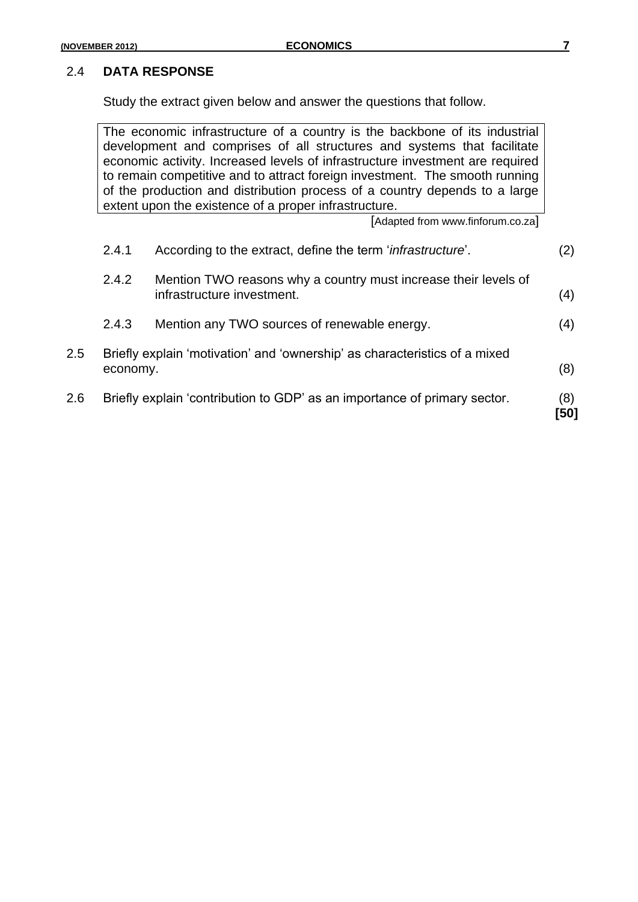## 2.4 DATA RESPONSE

Study the extract given below and answer the questions that follow.

> The economic infrastructure of a country is the backbone of its industrial development and comprises of all structures and systems that facilitate economic activity. Increased levels of infrastructure investment are required to remain competitive and to attract foreign investment. The smooth running of the production and distribution process of a country depends to a large extent upon the existence of a proper infrastructure.
>
> [Adapted from www.finforum.co.za]

2.4.1 According to the extract, define the term '*infrastructure*'. (2)

2.4.2 Mention TWO reasons why a country must increase their levels of infrastructure investment. (4)

2.4.3 Mention any TWO sources of renewable energy. (4)

2.5 Briefly explain 'motivation' and 'ownership' as characteristics of a mixed economy. (8)

2.6 Briefly explain 'contribution to GDP' as an importance of primary sector. (8)

**[50]**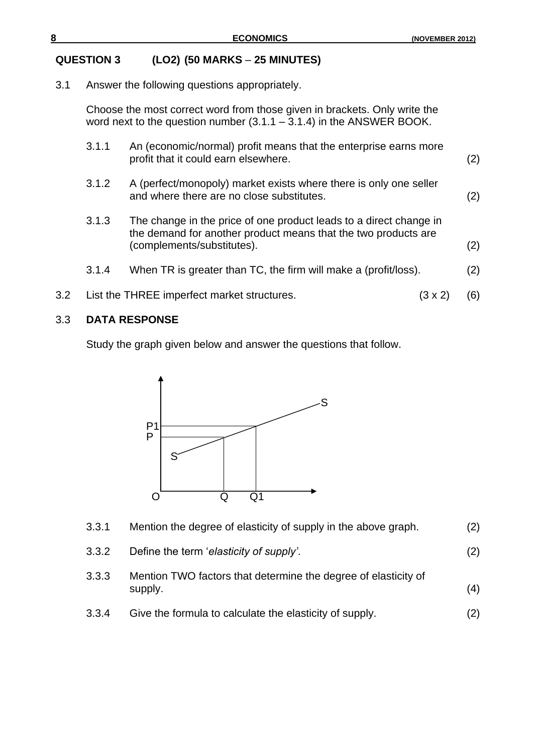## QUESTION 3 (LO2) (50 MARKS – 25 MINUTES)

3.1 Answer the following questions appropriately.

Choose the most correct word from those given in brackets. Only write the word next to the question number (3.1.1 – 3.1.4) in the ANSWER BOOK.

3.1.1 An (economic/normal) profit means that the enterprise earns more profit that it could earn elsewhere. (2)

3.1.2 A (perfect/monopoly) market exists where there is only one seller and where there are no close substitutes. (2)

3.1.3 The change in the price of one product leads to a direct change in the demand for another product means that the two products are (complements/substitutes). (2)

3.1.4 When TR is greater than TC, the firm will make a (profit/loss). (2)

3.2 List the THREE imperfect market structures. (3 x 2) (6)

3.3 **DATA RESPONSE**

Study the graph given below and answer the questions that follow.

S S P1 P O Q Q1

3.3.1 Mention the degree of elasticity of supply in the above graph. (2)

3.3.2 Define the term '*elasticity of supply*'. (2)

3.3.3 Mention TWO factors that determine the degree of elasticity of supply. (4)

3.3.4 Give the formula to calculate the elasticity of supply. (2)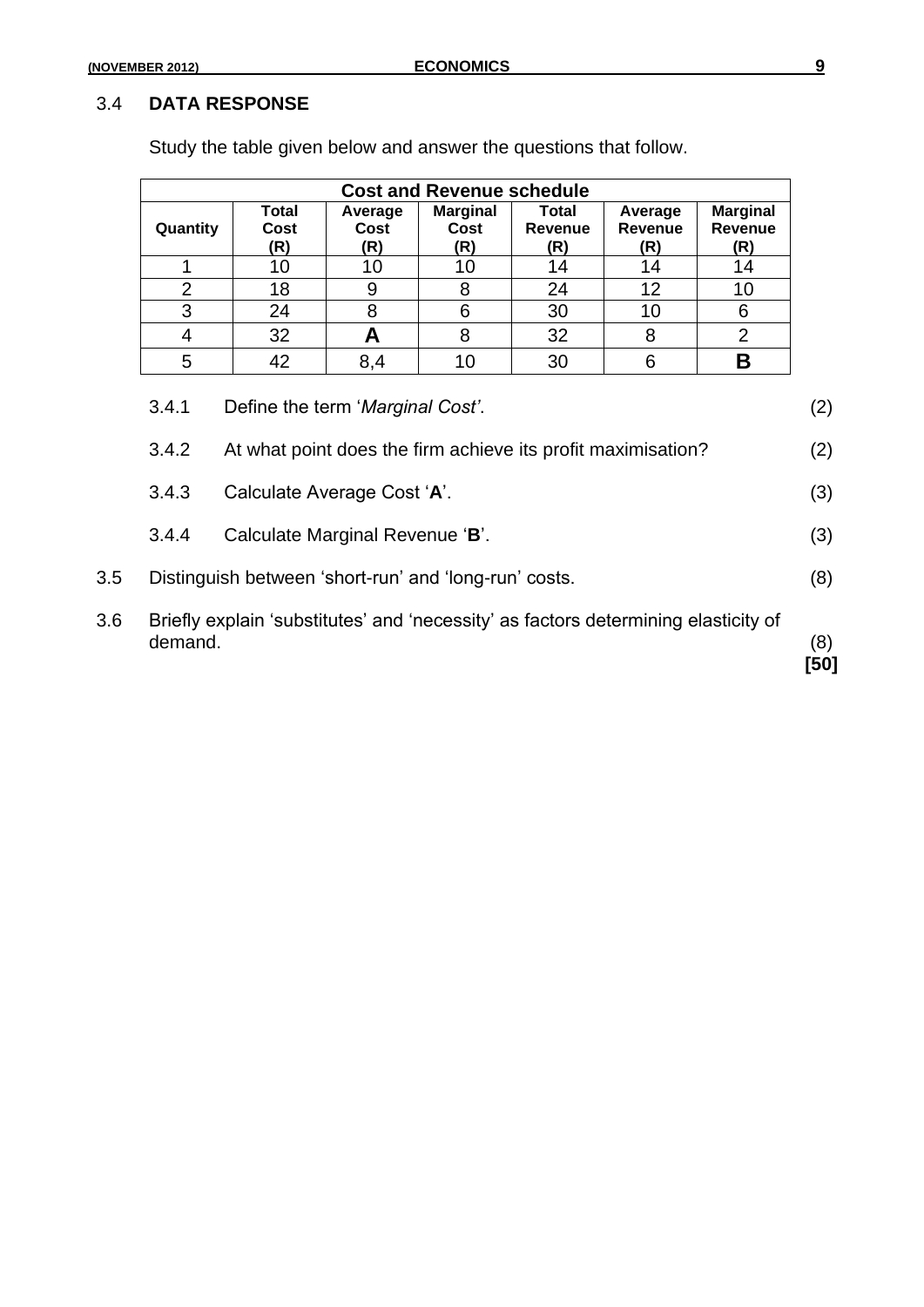## 3.4 DATA RESPONSE

Study the table given below and answer the questions that follow.

| Cost and Revenue schedule | | | | | | |
|---|---|---|---|---|---|---|
| **Quantity** | **Total Cost (R)** | **Average Cost (R)** | **Marginal Cost (R)** | **Total Revenue (R)** | **Average Revenue (R)** | **Marginal Revenue (R)** |
| 1 | 10 | 10 | 10 | 14 | 14 | 14 |
| 2 | 18 | 9 | 8 | 24 | 12 | 10 |
| 3 | 24 | 8 | 6 | 30 | 10 | 6 |
| 4 | 32 | **A** | 8 | 32 | 8 | 2 |
| 5 | 42 | 8,4 | 10 | 30 | 6 | **B** |

3.4.1 Define the term '*Marginal Cost'*. (2)

3.4.2 At what point does the firm achieve its profit maximisation? (2)

3.4.3 Calculate Average Cost '**A**'. (3)

3.4.4 Calculate Marginal Revenue '**B**'. (3)

3.5 Distinguish between 'short-run' and 'long-run' costs. (8)

3.6 Briefly explain 'substitutes' and 'necessity' as factors determining elasticity of demand. (8)

**[50]**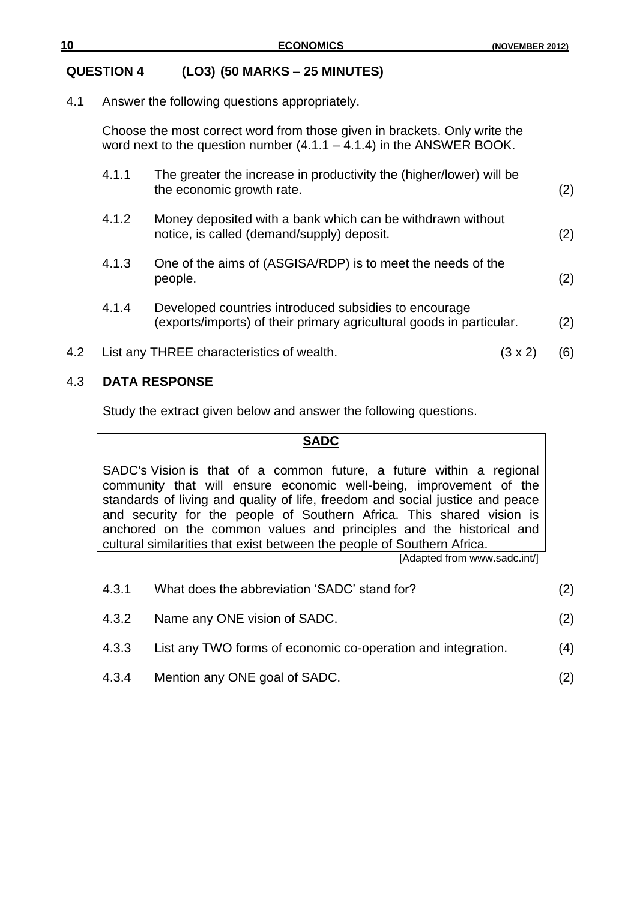## QUESTION 4 (LO3) (50 MARKS – 25 MINUTES)

4.1 Answer the following questions appropriately.

Choose the most correct word from those given in brackets. Only write the word next to the question number (4.1.1 – 4.1.4) in the ANSWER BOOK.

4.1.1 The greater the increase in productivity the (higher/lower) will be the economic growth rate. (2)

4.1.2 Money deposited with a bank which can be withdrawn without notice, is called (demand/supply) deposit. (2)

4.1.3 One of the aims of (ASGISA/RDP) is to meet the needs of the people. (2)

4.1.4 Developed countries introduced subsidies to encourage (exports/imports) of their primary agricultural goods in particular. (2)

4.2 List any THREE characteristics of wealth. (3 x 2) (6)

4.3 **DATA RESPONSE**

Study the extract given below and answer the following questions.

**SADC**

SADC's Vision is that of a common future, a future within a regional community that will ensure economic well-being, improvement of the standards of living and quality of life, freedom and social justice and peace and security for the people of Southern Africa. This shared vision is anchored on the common values and principles and the historical and cultural similarities that exist between the people of Southern Africa.

[Adapted from www.sadc.int/]

4.3.1 What does the abbreviation 'SADC' stand for? (2)

4.3.2 Name any ONE vision of SADC. (2)

4.3.3 List any TWO forms of economic co-operation and integration. (4)

4.3.4 Mention any ONE goal of SADC. (2)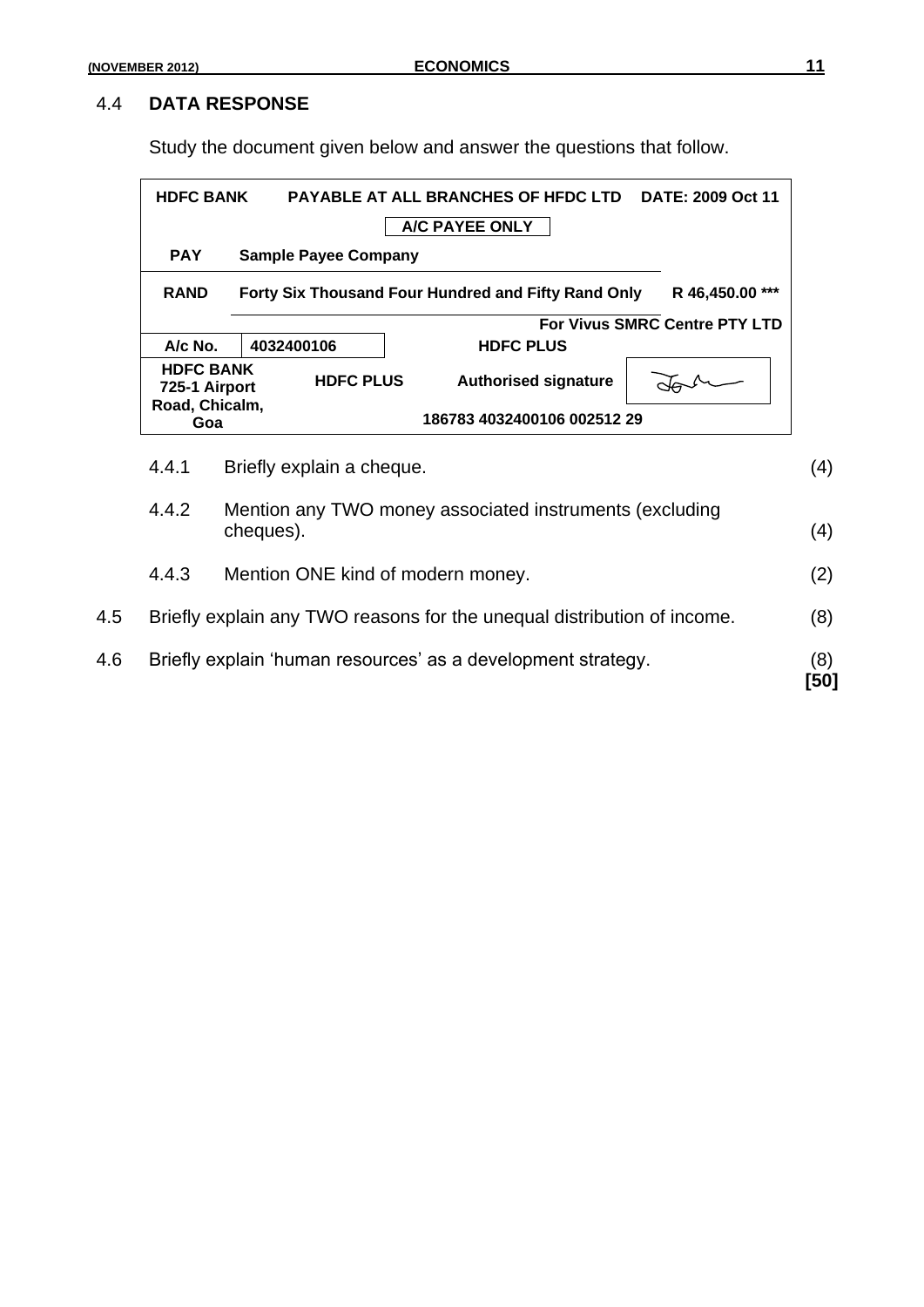## 4.4 DATA RESPONSE

Study the document given below and answer the questions that follow.

| HDFC BANK | PAYABLE AT ALL BRANCHES OF HFDC LTD | | DATE: 2009 Oct 11 |
|---|---|---|---|
| | A/C PAYEE ONLY | | |
| PAY | Sample Payee Company | | |
| RAND | Forty Six Thousand Four Hundred and Fifty Rand Only | | R 46,450.00 *** |
| | | | For Vivus SMRC Centre PTY LTD |
| A/c No. | 4032400106 | HDFC PLUS | |
| HDFC BANK 725-1 Airport Road, Chicalm, Goa | HDFC PLUS | Authorised signature | (signature) |
| | | 186783 4032400106 002512 29 | |

4.4.1 Briefly explain a cheque. (4)

4.4.2 Mention any TWO money associated instruments (excluding cheques). (4)

4.4.3 Mention ONE kind of modern money. (2)

4.5 Briefly explain any TWO reasons for the unequal distribution of income. (8)

4.6 Briefly explain 'human resources' as a development strategy. (8)
**[50]**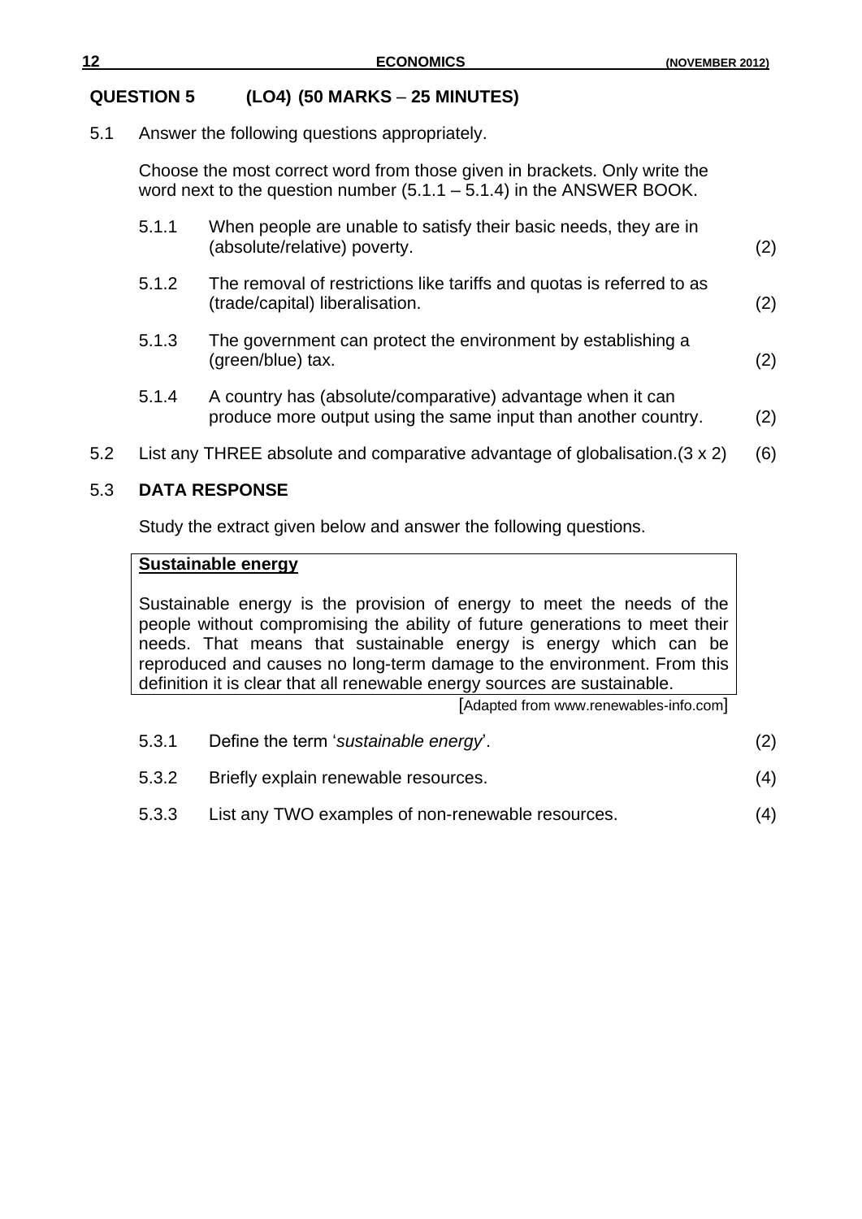## QUESTION 5 (LO4) (50 MARKS – 25 MINUTES)

5.1 Answer the following questions appropriately.

Choose the most correct word from those given in brackets. Only write the word next to the question number (5.1.1 – 5.1.4) in the ANSWER BOOK.

5.1.1 When people are unable to satisfy their basic needs, they are in (absolute/relative) poverty. (2)

5.1.2 The removal of restrictions like tariffs and quotas is referred to as (trade/capital) liberalisation. (2)

5.1.3 The government can protect the environment by establishing a (green/blue) tax. (2)

5.1.4 A country has (absolute/comparative) advantage when it can produce more output using the same input than another country. (2)

5.2 List any THREE absolute and comparative advantage of globalisation.(3 x 2) (6)

5.3 **DATA RESPONSE**

Study the extract given below and answer the following questions.

> **<u>Sustainable energy</u>**
>
> Sustainable energy is the provision of energy to meet the needs of the people without compromising the ability of future generations to meet their needs. That means that sustainable energy is energy which can be reproduced and causes no long-term damage to the environment. From this definition it is clear that all renewable energy sources are sustainable.
>
> [Adapted from www.renewables-info.com]

5.3.1 Define the term '*sustainable energy*'. (2)

5.3.2 Briefly explain renewable resources. (4)

5.3.3 List any TWO examples of non-renewable resources. (4)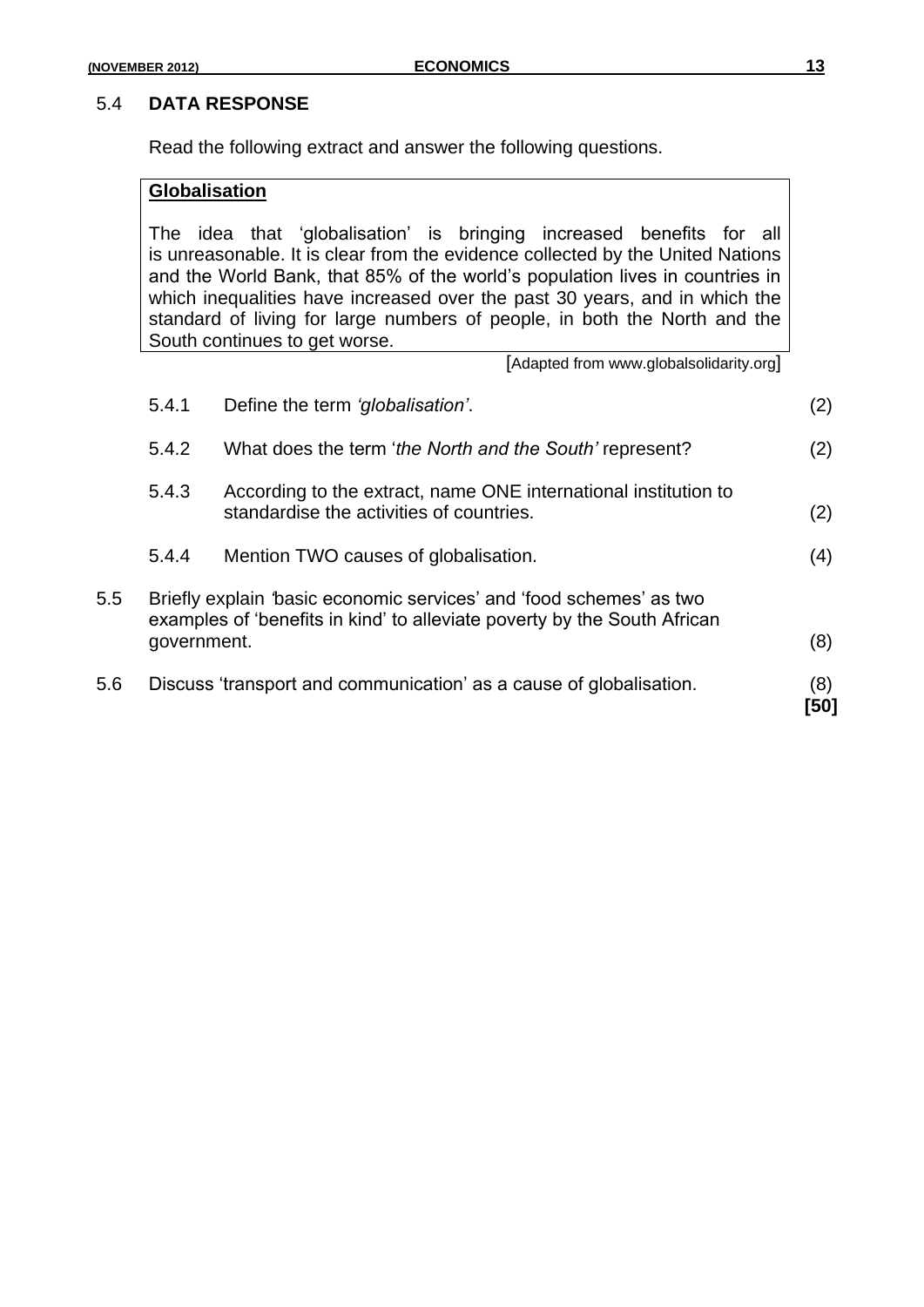### 5.4 DATA RESPONSE

Read the following extract and answer the following questions.

> **<u>Globalisation</u>**
>
> The idea that 'globalisation' is bringing increased benefits for all is unreasonable. It is clear from the evidence collected by the United Nations and the World Bank, that 85% of the world's population lives in countries in which inequalities have increased over the past 30 years, and in which the standard of living for large numbers of people, in both the North and the South continues to get worse.
>
> [Adapted from www.globalsolidarity.org]

5.4.1 Define the term *'globalisation'*. (2)

5.4.2 What does the term '*the North and the South'* represent? (2)

5.4.3 According to the extract, name ONE international institution to standardise the activities of countries. (2)

5.4.4 Mention TWO causes of globalisation. (4)

5.5 Briefly explain 'basic economic services' and 'food schemes' as two examples of 'benefits in kind' to alleviate poverty by the South African government. (8)

5.6 Discuss 'transport and communication' as a cause of globalisation. (8)

**[50]**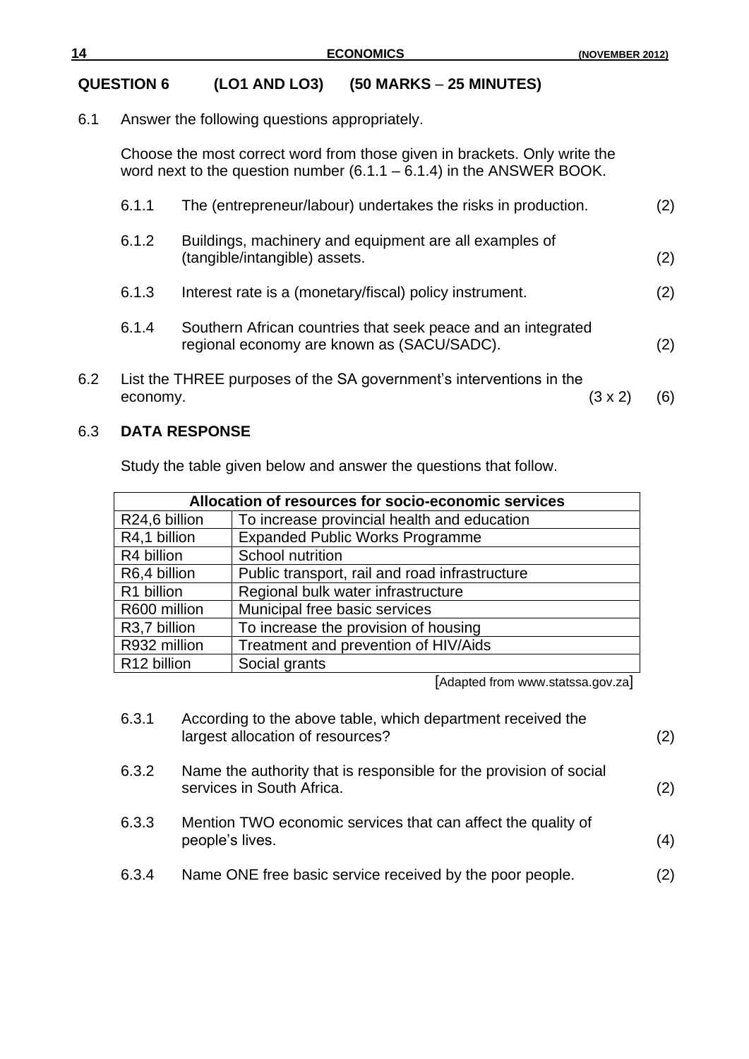## QUESTION 6 (LO1 AND LO3) (50 MARKS – 25 MINUTES)

6.1 Answer the following questions appropriately.

Choose the most correct word from those given in brackets. Only write the word next to the question number (6.1.1 – 6.1.4) in the ANSWER BOOK.

6.1.1 The (entrepreneur/labour) undertakes the risks in production. (2)

6.1.2 Buildings, machinery and equipment are all examples of (tangible/intangible) assets. (2)

6.1.3 Interest rate is a (monetary/fiscal) policy instrument. (2)

6.1.4 Southern African countries that seek peace and an integrated regional economy are known as (SACU/SADC). (2)

6.2 List the THREE purposes of the SA government's interventions in the economy. (3 x 2) (6)

6.3 **DATA RESPONSE**

Study the table given below and answer the questions that follow.

| Allocation of resources for socio-economic services | |
|---|---|
| R24,6 billion | To increase provincial health and education |
| R4,1 billion | Expanded Public Works Programme |
| R4 billion | School nutrition |
| R6,4 billion | Public transport, rail and road infrastructure |
| R1 billion | Regional bulk water infrastructure |
| R600 million | Municipal free basic services |
| R3,7 billion | To increase the provision of housing |
| R932 million | Treatment and prevention of HIV/Aids |
| R12 billion | Social grants |

[Adapted from www.statssa.gov.za]

6.3.1 According to the above table, which department received the largest allocation of resources? (2)

6.3.2 Name the authority that is responsible for the provision of social services in South Africa. (2)

6.3.3 Mention TWO economic services that can affect the quality of people's lives. (4)

6.3.4 Name ONE free basic service received by the poor people. (2)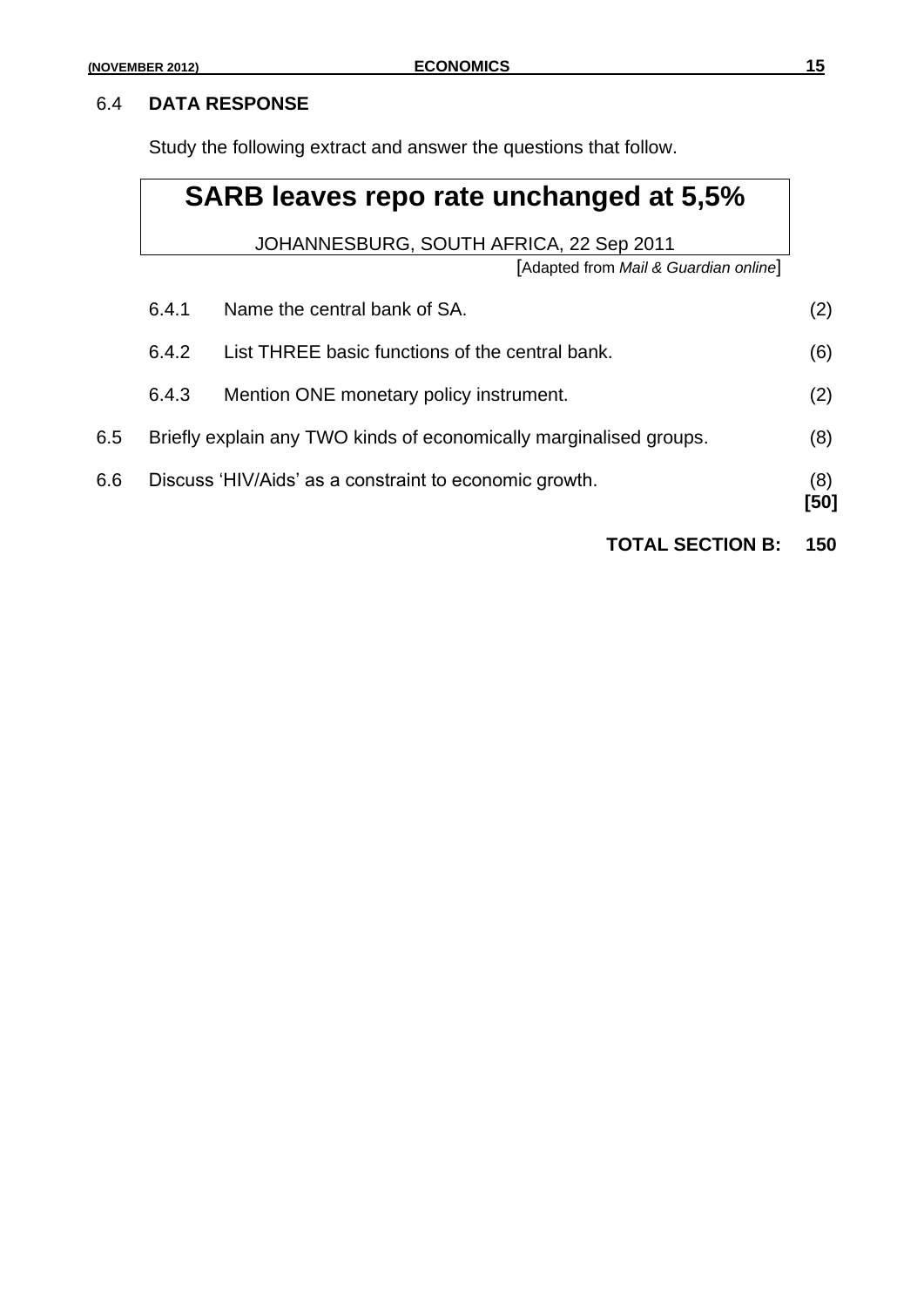6.4 **DATA RESPONSE**

Study the following extract and answer the questions that follow.

> **SARB leaves repo rate unchanged at 5,5%**
>
> JOHANNESBURG, SOUTH AFRICA, 22 Sep 2011
>
> [Adapted from *Mail & Guardian online*]

6.4.1 Name the central bank of SA. (2)

6.4.2 List THREE basic functions of the central bank. (6)

6.4.3 Mention ONE monetary policy instrument. (2)

6.5 Briefly explain any TWO kinds of economically marginalised groups. (8)

6.6 Discuss 'HIV/Aids' as a constraint to economic growth. (8)

**[50]**

**TOTAL SECTION B: 150**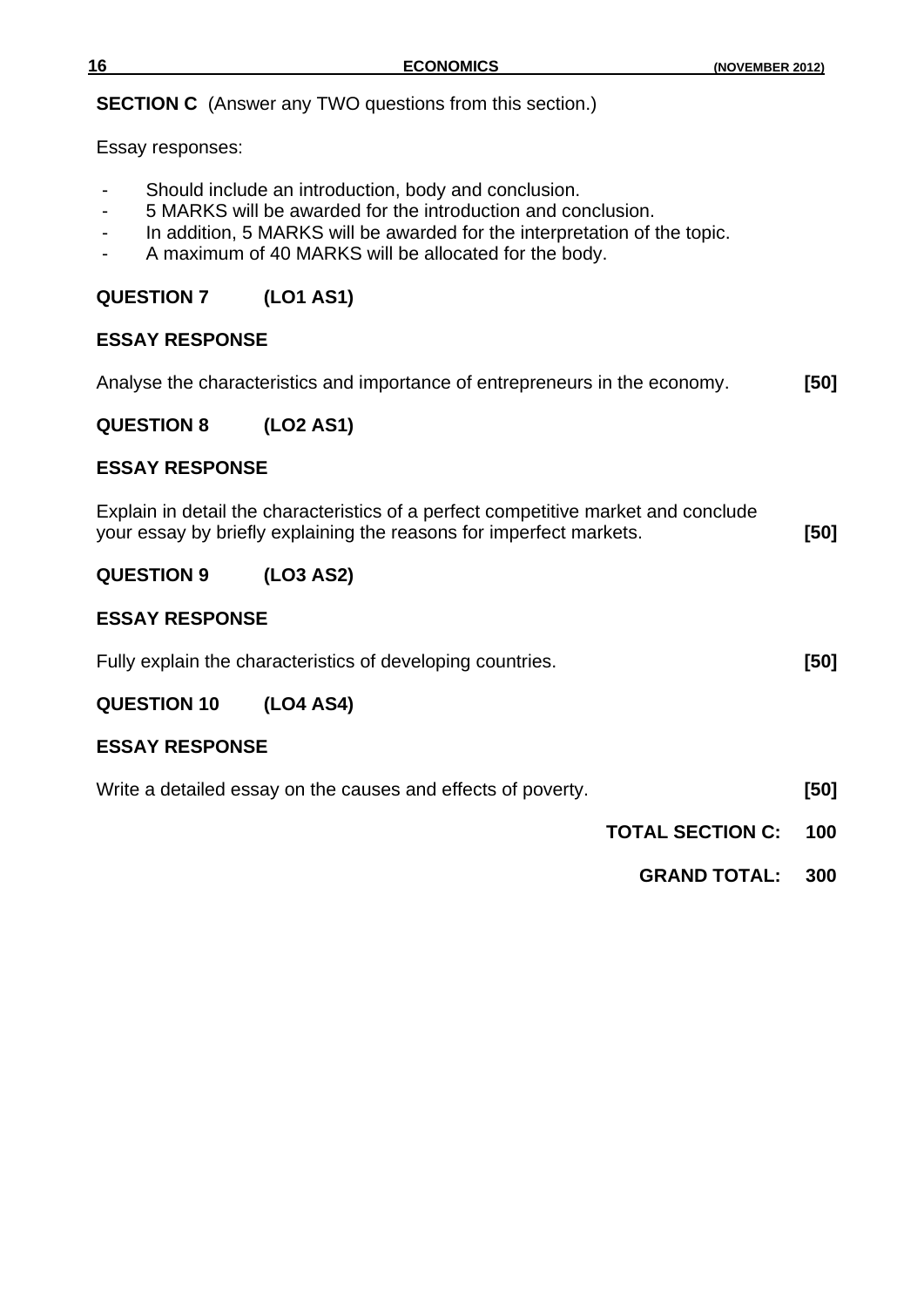**SECTION C** (Answer any TWO questions from this section.)

Essay responses:

- Should include an introduction, body and conclusion.
- 5 MARKS will be awarded for the introduction and conclusion.
- In addition, 5 MARKS will be awarded for the interpretation of the topic.
- A maximum of 40 MARKS will be allocated for the body.

**QUESTION 7 (LO1 AS1)**

**ESSAY RESPONSE**

Analyse the characteristics and importance of entrepreneurs in the economy. **[50]**

**QUESTION 8 (LO2 AS1)**

**ESSAY RESPONSE**

Explain in detail the characteristics of a perfect competitive market and conclude your essay by briefly explaining the reasons for imperfect markets. **[50]**

**QUESTION 9 (LO3 AS2)**

**ESSAY RESPONSE**

Fully explain the characteristics of developing countries. **[50]**

**QUESTION 10 (LO4 AS4)**

**ESSAY RESPONSE**

Write a detailed essay on the causes and effects of poverty. **[50]**

**TOTAL SECTION C: 100**

**GRAND TOTAL: 300**